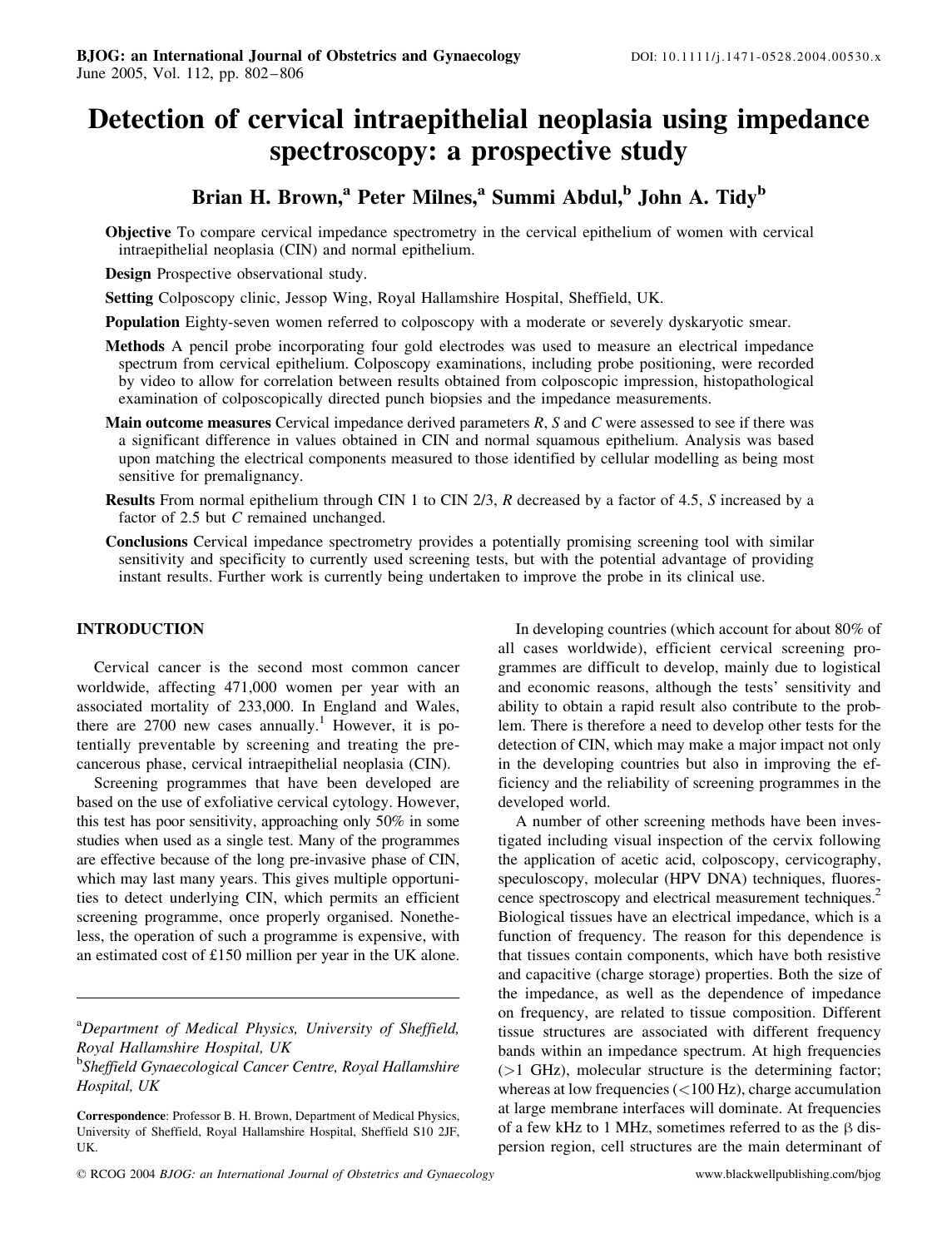# Detection of cervical intraepithelial neoplasia using impedance spectroscopy: a prospective study

**Brian H. Brown,[a] Peter Milnes,[a] Summi Abdul,[b] John A. Tidy[b]**

**Objective** To compare cervical impedance spectrometry in the cervical epithelium of women with cervical intraepithelial neoplasia (CIN) and normal epithelium.

**Design** Prospective observational study.

**Setting** Colposcopy clinic, Jessop Wing, Royal Hallamshire Hospital, Sheffield, UK.

**Population** Eighty-seven women referred to colposcopy with a moderate or severely dyskaryotic smear.

**Methods** A pencil probe incorporating four gold electrodes was used to measure an electrical impedance spectrum from cervical epithelium. Colposcopy examinations, including probe positioning, were recorded by video to allow for correlation between results obtained from colposcopic impression, histopathological examination of colposcopically directed punch biopsies and the impedance measurements.

**Main outcome measures** Cervical impedance derived parameters *R*, *S* and *C* were assessed to see if there was a significant difference in values obtained in CIN and normal squamous epithelium. Analysis was based upon matching the electrical components measured to those identified by cellular modelling as being most sensitive for premalignancy.

**Results** From normal epithelium through CIN 1 to CIN 2/3, *R* decreased by a factor of 4.5, *S* increased by a factor of 2.5 but *C* remained unchanged.

**Conclusions** Cervical impedance spectrometry provides a potentially promising screening tool with similar sensitivity and specificity to currently used screening tests, but with the potential advantage of providing instant results. Further work is currently being undertaken to improve the probe in its clinical use.

## INTRODUCTION

Cervical cancer is the second most common cancer worldwide, affecting 471,000 women per year with an associated mortality of 233,000. In England and Wales, there are 2700 new cases annually.[1] However, it is potentially preventable by screening and treating the precancerous phase, cervical intraepithelial neoplasia (CIN).

Screening programmes that have been developed are based on the use of exfoliative cervical cytology. However, this test has poor sensitivity, approaching only 50% in some studies when used as a single test. Many of the programmes are effective because of the long pre-invasive phase of CIN, which may last many years. This gives multiple opportunities to detect underlying CIN, which permits an efficient screening programme, once properly organised. Nonetheless, the operation of such a programme is expensive, with an estimated cost of £150 million per year in the UK alone.

In developing countries (which account for about 80% of all cases worldwide), efficient cervical screening programmes are difficult to develop, mainly due to logistical and economic reasons, although the tests' sensitivity and ability to obtain a rapid result also contribute to the problem. There is therefore a need to develop other tests for the detection of CIN, which may make a major impact not only in the developing countries but also in improving the efficiency and the reliability of screening programmes in the developed world.

A number of other screening methods have been investigated including visual inspection of the cervix following the application of acetic acid, colposcopy, cervicography, speculoscopy, molecular (HPV DNA) techniques, fluorescence spectroscopy and electrical measurement techniques.[2] Biological tissues have an electrical impedance, which is a function of frequency. The reason for this dependence is that tissues contain components, which have both resistive and capacitive (charge storage) properties. Both the size of the impedance, as well as the dependence of impedance on frequency, are related to tissue composition. Different tissue structures are associated with different frequency bands within an impedance spectrum. At high frequencies (>1 GHz), molecular structure is the determining factor; whereas at low frequencies (<100 Hz), charge accumulation at large membrane interfaces will dominate. At frequencies of a few kHz to 1 MHz, sometimes referred to as the β dispersion region, cell structures are the main determinant of

---

[a]*Department of Medical Physics, University of Sheffield, Royal Hallamshire Hospital, UK*
[b]*Sheffield Gynaecological Cancer Centre, Royal Hallamshire Hospital, UK*

**Correspondence**: Professor B. H. Brown, Department of Medical Physics, University of Sheffield, Royal Hallamshire Hospital, Sheffield S10 2JF, UK.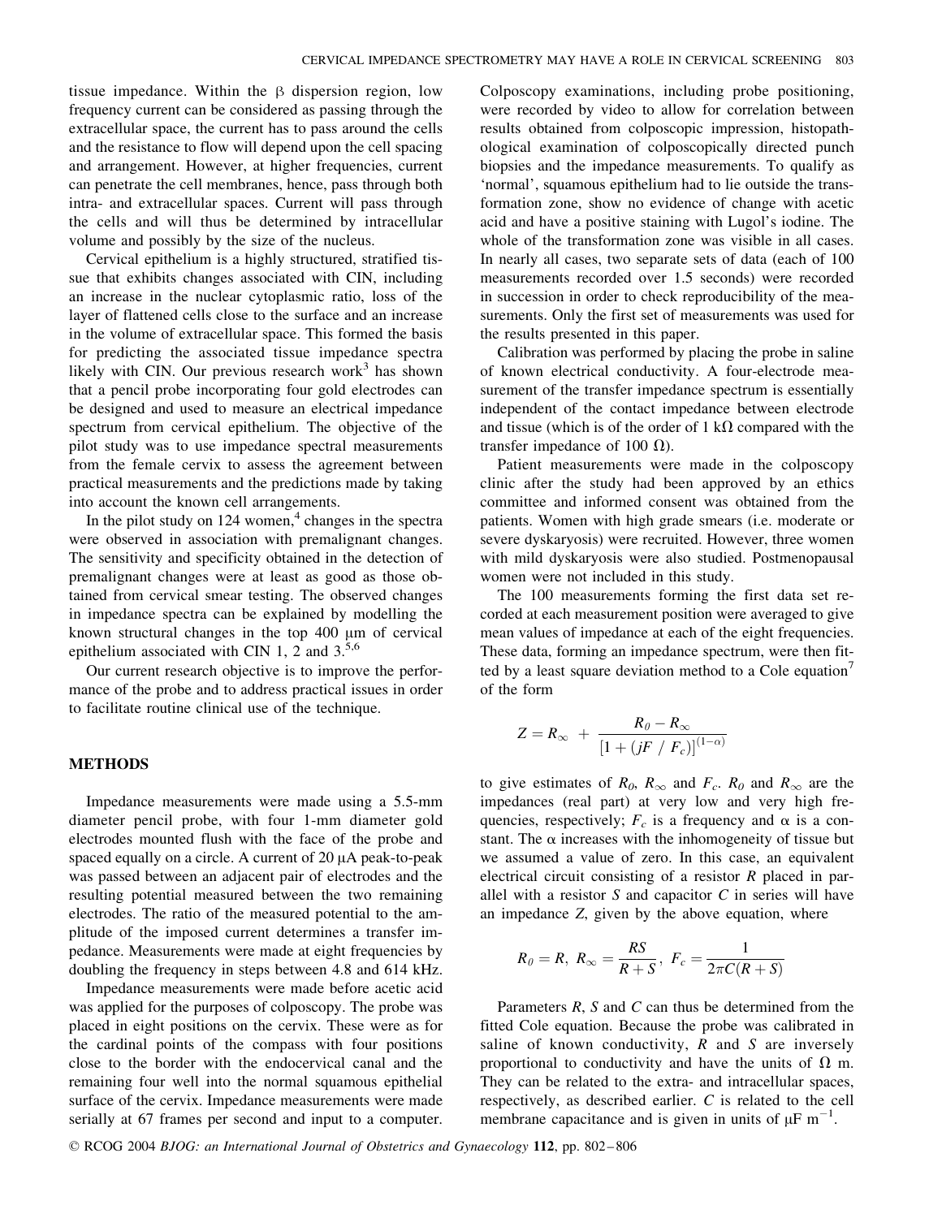tissue impedance. Within the β dispersion region, low frequency current can be considered as passing through the extracellular space, the current has to pass around the cells and the resistance to flow will depend upon the cell spacing and arrangement. However, at higher frequencies, current can penetrate the cell membranes, hence, pass through both intra- and extracellular spaces. Current will pass through the cells and will thus be determined by intracellular volume and possibly by the size of the nucleus.

Cervical epithelium is a highly structured, stratified tissue that exhibits changes associated with CIN, including an increase in the nuclear cytoplasmic ratio, loss of the layer of flattened cells close to the surface and an increase in the volume of extracellular space. This formed the basis for predicting the associated tissue impedance spectra likely with CIN. Our previous research work[3] has shown that a pencil probe incorporating four gold electrodes can be designed and used to measure an electrical impedance spectrum from cervical epithelium. The objective of the pilot study was to use impedance spectral measurements from the female cervix to assess the agreement between practical measurements and the predictions made by taking into account the known cell arrangements.

In the pilot study on 124 women,[4] changes in the spectra were observed in association with premalignant changes. The sensitivity and specificity obtained in the detection of premalignant changes were at least as good as those obtained from cervical smear testing. The observed changes in impedance spectra can be explained by modelling the known structural changes in the top 400 μm of cervical epithelium associated with CIN 1, 2 and 3.[5,6]

Our current research objective is to improve the performance of the probe and to address practical issues in order to facilitate routine clinical use of the technique.

## METHODS

Impedance measurements were made using a 5.5-mm diameter pencil probe, with four 1-mm diameter gold electrodes mounted flush with the face of the probe and spaced equally on a circle. A current of 20 μA peak-to-peak was passed between an adjacent pair of electrodes and the resulting potential measured between the two remaining electrodes. The ratio of the measured potential to the amplitude of the imposed current determines a transfer impedance. Measurements were made at eight frequencies by doubling the frequency in steps between 4.8 and 614 kHz.

Impedance measurements were made before acetic acid was applied for the purposes of colposcopy. The probe was placed in eight positions on the cervix. These were as for the cardinal points of the compass with four positions close to the border with the endocervical canal and the remaining four well into the normal squamous epithelial surface of the cervix. Impedance measurements were made serially at 67 frames per second and input to a computer. Colposcopy examinations, including probe positioning, were recorded by video to allow for correlation between results obtained from colposcopic impression, histopathological examination of colposcopically directed punch biopsies and the impedance measurements. To qualify as 'normal', squamous epithelium had to lie outside the transformation zone, show no evidence of change with acetic acid and have a positive staining with Lugol's iodine. The whole of the transformation zone was visible in all cases. In nearly all cases, two separate sets of data (each of 100 measurements recorded over 1.5 seconds) were recorded in succession in order to check reproducibility of the measurements. Only the first set of measurements was used for the results presented in this paper.

Calibration was performed by placing the probe in saline of known electrical conductivity. A four-electrode measurement of the transfer impedance spectrum is essentially independent of the contact impedance between electrode and tissue (which is of the order of 1 kΩ compared with the transfer impedance of 100 Ω).

Patient measurements were made in the colposcopy clinic after the study had been approved by an ethics committee and informed consent was obtained from the patients. Women with high grade smears (i.e. moderate or severe dyskaryosis) were recruited. However, three women with mild dyskaryosis were also studied. Postmenopausal women were not included in this study.

The 100 measurements forming the first data set recorded at each measurement position were averaged to give mean values of impedance at each of the eight frequencies. These data, forming an impedance spectrum, were then fitted by a least square deviation method to a Cole equation[7] of the form

$$Z = R_\infty + \frac{R_0 - R_\infty}{[1 + (jF / F_c)]^{(1-\alpha)}}$$

to give estimates of $R_0$, $R_\infty$ and $F_c$. $R_0$ and $R_\infty$ are the impedances (real part) at very low and very high frequencies, respectively; $F_c$ is a frequency and α is a constant. The α increases with the inhomogeneity of tissue but we assumed a value of zero. In this case, an equivalent electrical circuit consisting of a resistor $R$ placed in parallel with a resistor $S$ and capacitor $C$ in series will have an impedance $Z$, given by the above equation, where

$$R_0 = R,\ R_\infty = \frac{RS}{R+S},\ F_c = \frac{1}{2\pi C(R+S)}$$

Parameters $R$, $S$ and $C$ can thus be determined from the fitted Cole equation. Because the probe was calibrated in saline of known conductivity, $R$ and $S$ are inversely proportional to conductivity and have the units of Ω m. They can be related to the extra- and intracellular spaces, respectively, as described earlier. $C$ is related to the cell membrane capacitance and is given in units of μF $m^{-1}$.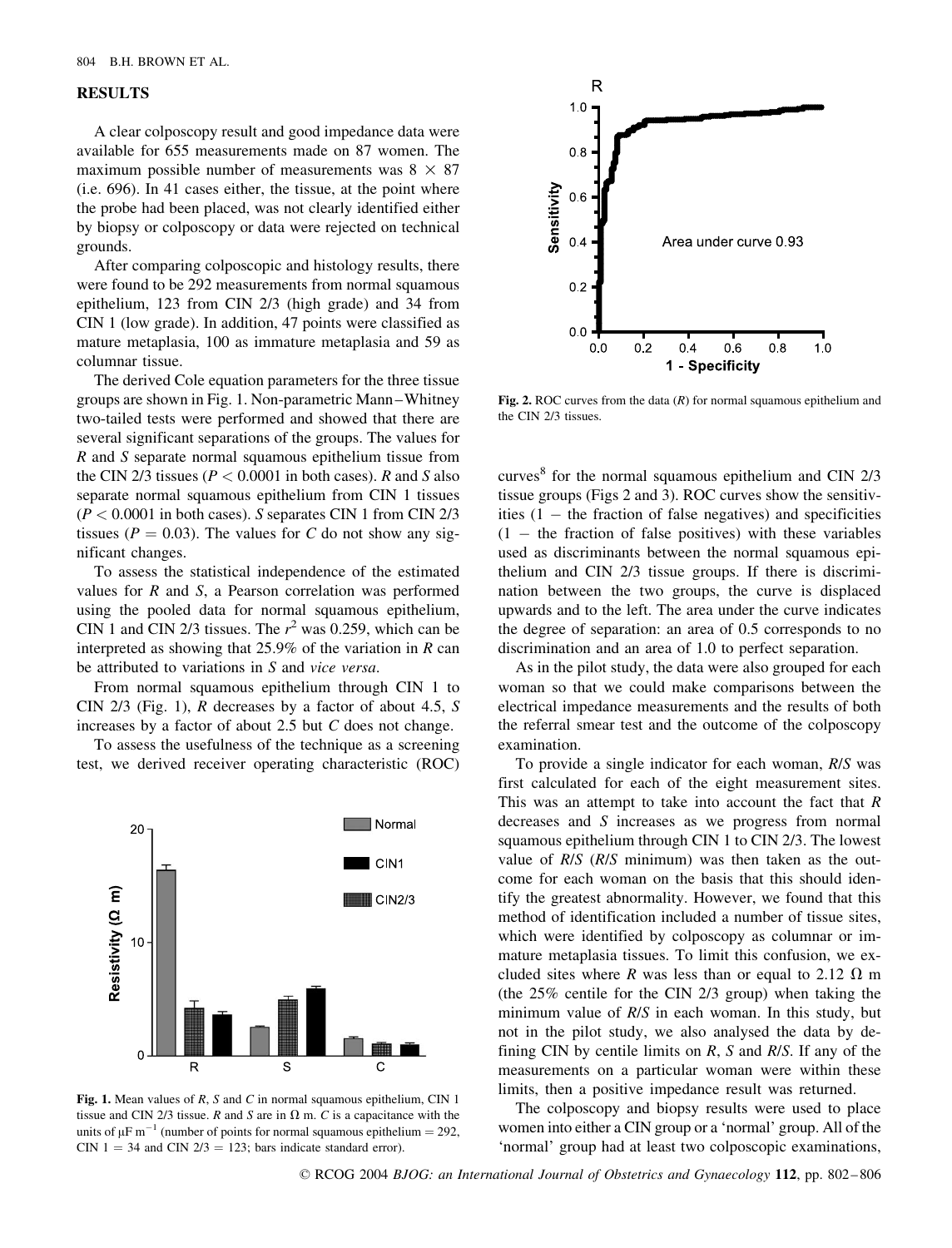## RESULTS

A clear colposcopy result and good impedance data were available for 655 measurements made on 87 women. The maximum possible number of measurements was $8 \times 87$ (i.e. 696). In 41 cases either, the tissue, at the point where the probe had been placed, was not clearly identified either by biopsy or colposcopy or data were rejected on technical grounds.

After comparing colposcopic and histology results, there were found to be 292 measurements from normal squamous epithelium, 123 from CIN 2/3 (high grade) and 34 from CIN 1 (low grade). In addition, 47 points were classified as mature metaplasia, 100 as immature metaplasia and 59 as columnar tissue.

The derived Cole equation parameters for the three tissue groups are shown in Fig. 1. Non-parametric Mann–Whitney two-tailed tests were performed and showed that there are several significant separations of the groups. The values for $R$ and $S$ separate normal squamous epithelium tissue from the CIN 2/3 tissues ($P < 0.0001$ in both cases). $R$ and $S$ also separate normal squamous epithelium from CIN 1 tissues ($P < 0.0001$ in both cases). $S$ separates CIN 1 from CIN 2/3 tissues ($P = 0.03$). The values for $C$ do not show any significant changes.

To assess the statistical independence of the estimated values for $R$ and $S$, a Pearson correlation was performed using the pooled data for normal squamous epithelium, CIN 1 and CIN 2/3 tissues. The $r^2$ was 0.259, which can be interpreted as showing that 25.9% of the variation in $R$ can be attributed to variations in $S$ and *vice versa*.

From normal squamous epithelium through CIN 1 to CIN 2/3 (Fig. 1), $R$ decreases by a factor of about 4.5, $S$ increases by a factor of about 2.5 but $C$ does not change.

To assess the usefulness of the technique as a screening test, we derived receiver operating characteristic (ROC) curves[8] for the normal squamous epithelium and CIN 2/3 tissue groups (Figs 2 and 3). ROC curves show the sensitivities (1 − the fraction of false negatives) and specificities (1 − the fraction of false positives) with these variables used as discriminants between the normal squamous epithelium and CIN 2/3 tissue groups. If there is discrimination between the two groups, the curve is displaced upwards and to the left. The area under the curve indicates the degree of separation: an area of 0.5 corresponds to no discrimination and an area of 1.0 to perfect separation.

**Fig. 1.** Mean values of $R$, $S$ and $C$ in normal squamous epithelium, CIN 1 tissue and CIN 2/3 tissue. $R$ and $S$ are in Ω m. $C$ is a capacitance with the units of $\mu F\ m^{-1}$ (number of points for normal squamous epithelium = 292, CIN 1 = 34 and CIN 2/3 = 123; bars indicate standard error).

**Fig. 2.** ROC curves from the data ($R$) for normal squamous epithelium and the CIN 2/3 tissues.

As in the pilot study, the data were also grouped for each woman so that we could make comparisons between the electrical impedance measurements and the results of both the referral smear test and the outcome of the colposcopy examination.

To provide a single indicator for each woman, $R/S$ was first calculated for each of the eight measurement sites. This was an attempt to take into account the fact that $R$ decreases and $S$ increases as we progress from normal squamous epithelium through CIN 1 to CIN 2/3. The lowest value of $R/S$ ($R/S$ minimum) was then taken as the outcome for each woman on the basis that this should identify the greatest abnormality. However, we found that this method of identification included a number of tissue sites, which were identified by colposcopy as columnar or immature metaplasia tissues. To limit this confusion, we excluded sites where $R$ was less than or equal to 2.12 Ω m (the 25% centile for the CIN 2/3 group) when taking the minimum value of $R/S$ in each woman. In this study, but not in the pilot study, we also analysed the data by defining CIN by centile limits on $R$, $S$ and $R/S$. If any of the measurements on a particular woman were within these limits, then a positive impedance result was returned.

The colposcopy and biopsy results were used to place women into either a CIN group or a 'normal' group. All of the 'normal' group had at least two colposcopic examinations,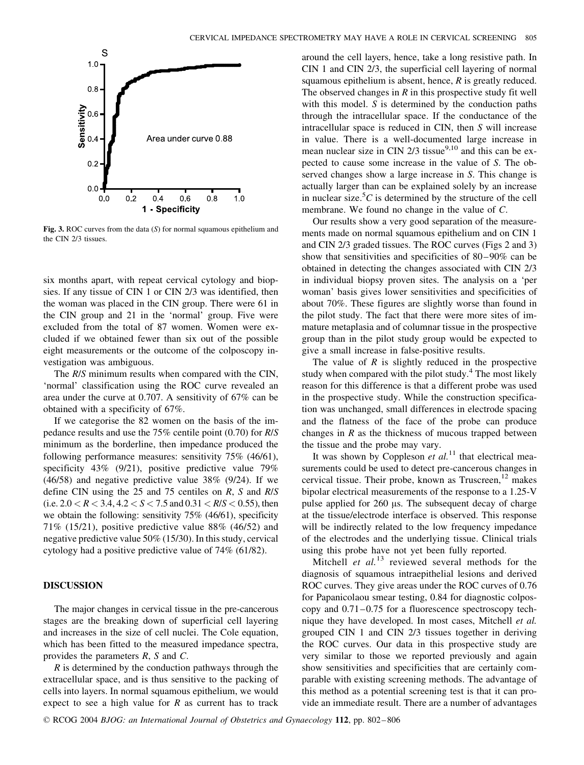Fig. 3. ROC curves from the data ($S$) for normal squamous epithelium and the CIN 2/3 tissues.

six months apart, with repeat cervical cytology and biopsies. If any tissue of CIN 1 or CIN 2/3 was identified, then the woman was placed in the CIN group. There were 61 in the CIN group and 21 in the 'normal' group. Five were excluded from the total of 87 women. Women were excluded if we obtained fewer than six out of the possible eight measurements or the outcome of the colposcopy investigation was ambiguous.

The $R/S$ minimum results when compared with the CIN, 'normal' classification using the ROC curve revealed an area under the curve at 0.707. A sensitivity of 67% can be obtained with a specificity of 67%.

If we categorise the 82 women on the basis of the impedance results and use the 75% centile point (0.70) for $R/S$ minimum as the borderline, then impedance produced the following performance measures: sensitivity 75% (46/61), specificity 43% (9/21), positive predictive value 79% (46/58) and negative predictive value 38% (9/24). If we define CIN using the 25 and 75 centiles on $R$, $S$ and $R/S$ (i.e. $2.0 < R < 3.4$, $4.2 < S < 7.5$ and $0.31 < R/S < 0.55$), then we obtain the following: sensitivity 75% (46/61), specificity 71% (15/21), positive predictive value 88% (46/52) and negative predictive value 50% (15/30). In this study, cervical cytology had a positive predictive value of 74% (61/82).

## DISCUSSION

The major changes in cervical tissue in the pre-cancerous stages are the breaking down of superficial cell layering and increases in the size of cell nuclei. The Cole equation, which has been fitted to the measured impedance spectra, provides the parameters $R$, $S$ and $C$.

$R$ is determined by the conduction pathways through the extracellular space, and is thus sensitive to the packing of cells into layers. In normal squamous epithelium, we would expect to see a high value for $R$ as current has to track around the cell layers, hence, take a long resistive path. In CIN 1 and CIN 2/3, the superficial cell layering of normal squamous epithelium is absent, hence, $R$ is greatly reduced. The observed changes in $R$ in this prospective study fit well with this model. $S$ is determined by the conduction paths through the intracellular space. If the conductance of the intracellular space is reduced in CIN, then $S$ will increase in value. There is a well-documented large increase in mean nuclear size in CIN 2/3 tissue[9,10] and this can be expected to cause some increase in the value of $S$. The observed changes show a large increase in $S$. This change is actually larger than can be explained solely by an increase in nuclear size.[5] $C$ is determined by the structure of the cell membrane. We found no change in the value of $C$.

Our results show a very good separation of the measurements made on normal squamous epithelium and on CIN 1 and CIN 2/3 graded tissues. The ROC curves (Figs 2 and 3) show that sensitivities and specificities of 80–90% can be obtained in detecting the changes associated with CIN 2/3 in individual biopsy proven sites. The analysis on a 'per woman' basis gives lower sensitivities and specificities of about 70%. These figures are slightly worse than found in the pilot study. The fact that there were more sites of immature metaplasia and of columnar tissue in the prospective group than in the pilot study group would be expected to give a small increase in false-positive results.

The value of $R$ is slightly reduced in the prospective study when compared with the pilot study.[4] The most likely reason for this difference is that a different probe was used in the prospective study. While the construction specification was unchanged, small differences in electrode spacing and the flatness of the face of the probe can produce changes in $R$ as the thickness of mucous trapped between the tissue and the probe may vary.

It was shown by Coppleson *et al.*[11] that electrical measurements could be used to detect pre-cancerous changes in cervical tissue. Their probe, known as Truscreen,[12] makes bipolar electrical measurements of the response to a 1.25-V pulse applied for 260 μs. The subsequent decay of charge at the tissue/electrode interface is observed. This response will be indirectly related to the low frequency impedance of the electrodes and the underlying tissue. Clinical trials using this probe have not yet been fully reported.

Mitchell *et al.*[13] reviewed several methods for the diagnosis of squamous intraepithelial lesions and derived ROC curves. They give areas under the ROC curves of 0.76 for Papanicolaou smear testing, 0.84 for diagnostic colposcopy and 0.71–0.75 for a fluorescence spectroscopy technique they have developed. In most cases, Mitchell *et al.* grouped CIN 1 and CIN 2/3 tissues together in deriving the ROC curves. Our data in this prospective study are very similar to those we reported previously and again show sensitivities and specificities that are certainly comparable with existing screening methods. The advantage of this method as a potential screening test is that it can provide an immediate result. There are a number of advantages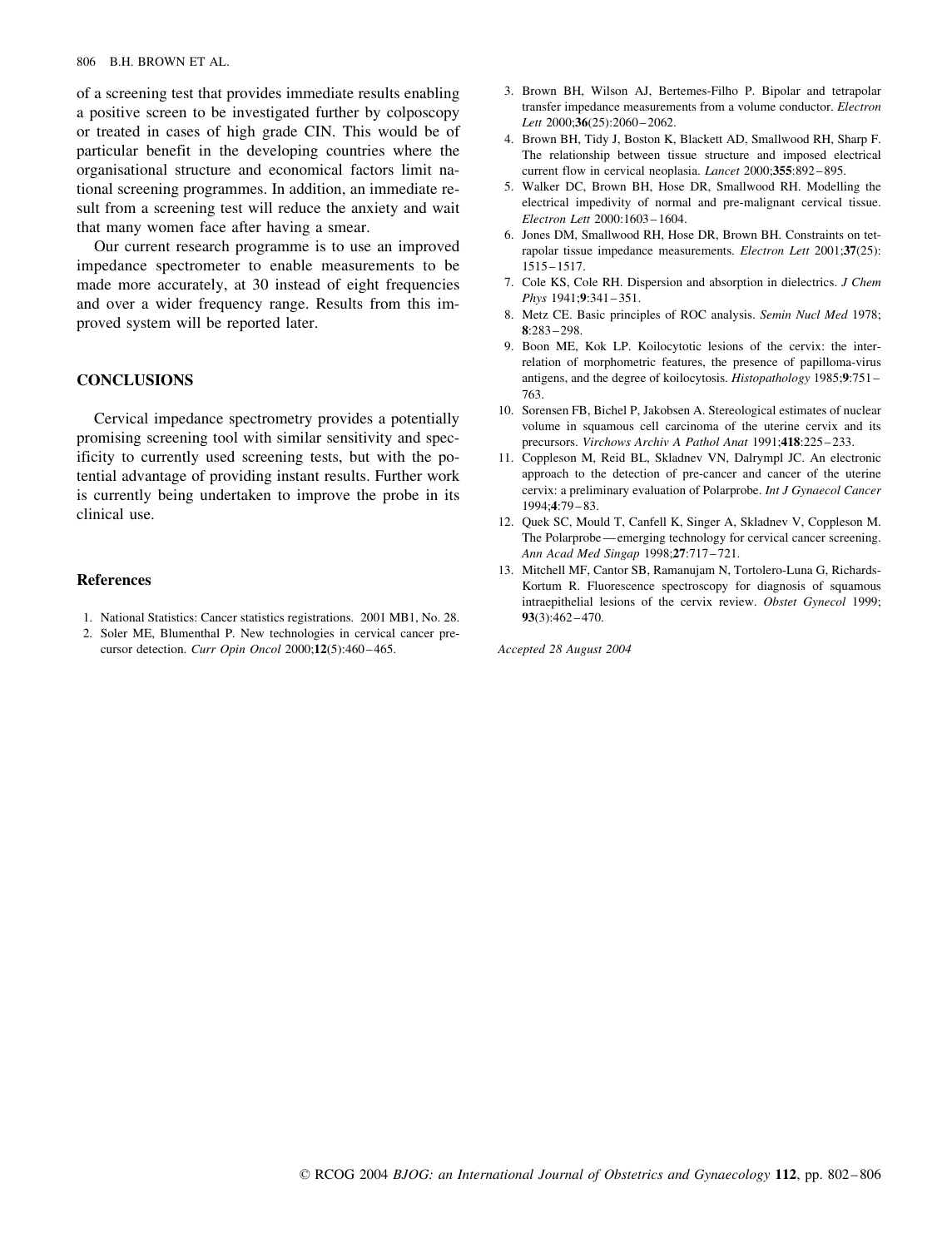of a screening test that provides immediate results enabling a positive screen to be investigated further by colposcopy or treated in cases of high grade CIN. This would be of particular benefit in the developing countries where the organisational structure and economical factors limit national screening programmes. In addition, an immediate result from a screening test will reduce the anxiety and wait that many women face after having a smear.

Our current research programme is to use an improved impedance spectrometer to enable measurements to be made more accurately, at 30 instead of eight frequencies and over a wider frequency range. Results from this improved system will be reported later.

## CONCLUSIONS

Cervical impedance spectrometry provides a potentially promising screening tool with similar sensitivity and specificity to currently used screening tests, but with the potential advantage of providing instant results. Further work is currently being undertaken to improve the probe in its clinical use.

## References

1. National Statistics: Cancer statistics registrations. 2001 MB1, No. 28.
2. Soler ME, Blumenthal P. New technologies in cervical cancer precursor detection. *Curr Opin Oncol* 2000;**12**(5):460–465.
3. Brown BH, Wilson AJ, Bertemes-Filho P. Bipolar and tetrapolar transfer impedance measurements from a volume conductor. *Electron Lett* 2000;**36**(25):2060–2062.
4. Brown BH, Tidy J, Boston K, Blackett AD, Smallwood RH, Sharp F. The relationship between tissue structure and imposed electrical current flow in cervical neoplasia. *Lancet* 2000;**355**:892–895.
5. Walker DC, Brown BH, Hose DR, Smallwood RH. Modelling the electrical impedivity of normal and pre-malignant cervical tissue. *Electron Lett* 2000:1603–1604.
6. Jones DM, Smallwood RH, Hose DR, Brown BH. Constraints on tetrapolar tissue impedance measurements. *Electron Lett* 2001;**37**(25): 1515–1517.
7. Cole KS, Cole RH. Dispersion and absorption in dielectrics. *J Chem Phys* 1941;**9**:341–351.
8. Metz CE. Basic principles of ROC analysis. *Semin Nucl Med* 1978; **8**:283–298.
9. Boon ME, Kok LP. Koilocytotic lesions of the cervix: the interrelation of morphometric features, the presence of papilloma-virus antigens, and the degree of koilocytosis. *Histopathology* 1985;**9**:751–763.
10. Sorensen FB, Bichel P, Jakobsen A. Stereological estimates of nuclear volume in squamous cell carcinoma of the uterine cervix and its precursors. *Virchows Archiv A Pathol Anat* 1991;**418**:225–233.
11. Coppleson M, Reid BL, Skladnev VN, Dalrympl JC. An electronic approach to the detection of pre-cancer and cancer of the uterine cervix: a preliminary evaluation of Polarprobe. *Int J Gynaecol Cancer* 1994;**4**:79–83.
12. Quek SC, Mould T, Canfell K, Singer A, Skladnev V, Coppleson M. The Polarprobe—emerging technology for cervical cancer screening. *Ann Acad Med Singap* 1998;**27**:717–721.
13. Mitchell MF, Cantor SB, Ramanujam N, Tortolero-Luna G, Richards-Kortum R. Fluorescence spectroscopy for diagnosis of squamous intraepithelial lesions of the cervix review. *Obstet Gynecol* 1999; **93**(3):462–470.

*Accepted 28 August 2004*